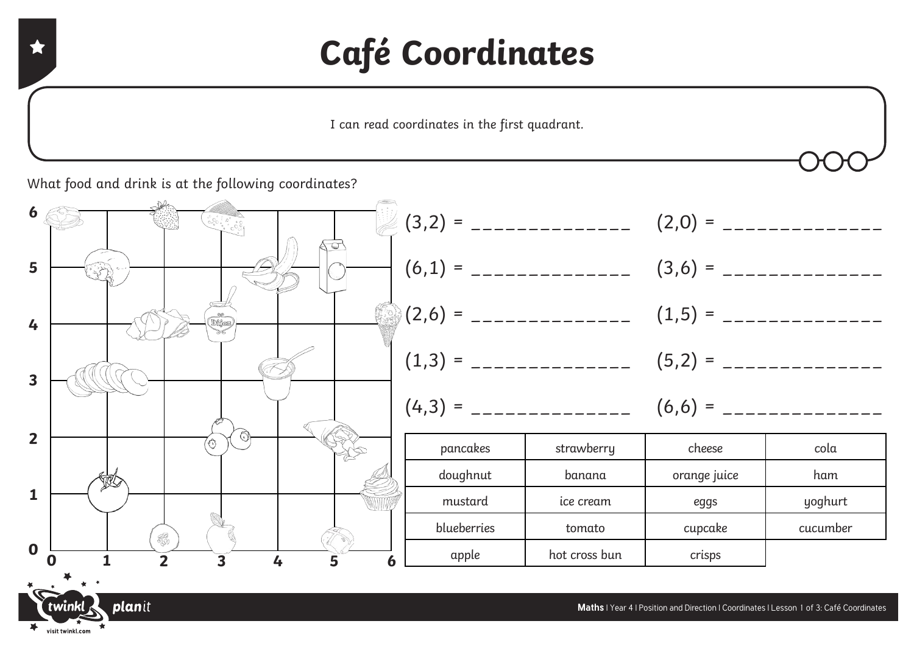# Café Coordinates

I can read coordinates in the first quadrant.

What food and drink is at the following coordinates?

(3,2) = ______________ (2,0) = ______________

(6,1) = ______________ (3,6) = ______________

(2,6) = ______________ (1,5) = ______________

(1,3) = ______________ (5,2) = ______________

(4,3) = ______________ (6,6) = ______________

| pancakes | strawberry | cheese | cola |
| --- | --- | --- | --- |
| doughnut | banana | orange juice | ham |
| mustard | ice cream | eggs | yoghurt |
| blueberries | tomato | cupcake | cucumber |
| apple | hot cross bun | crisps | |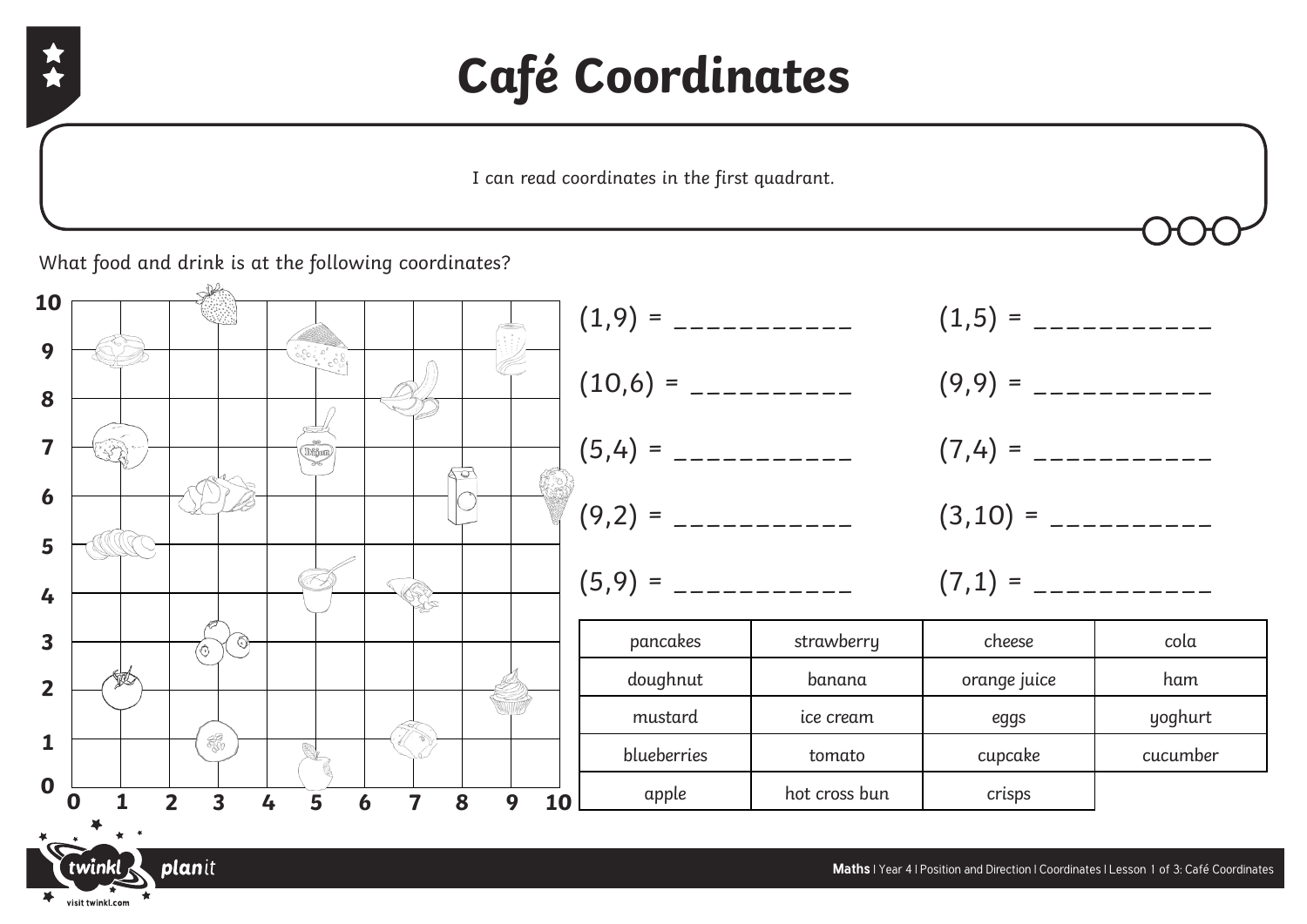# Café Coordinates

I can read coordinates in the first quadrant.

What food and drink is at the following coordinates?

(1,9) = ___________

(10,6) = __________

(5,4) = ___________

(9,2) = ___________

(5,9) = ___________

(1,5) = ___________

(9,9) = ___________

(7,4) = ___________

(3,10) = __________

(7,1) = ___________

| pancakes | strawberry | cheese | cola |
|---|---|---|---|
| doughnut | banana | orange juice | ham |
| mustard | ice cream | eggs | yoghurt |
| blueberries | tomato | cupcake | cucumber |
| apple | hot cross bun | crisps | |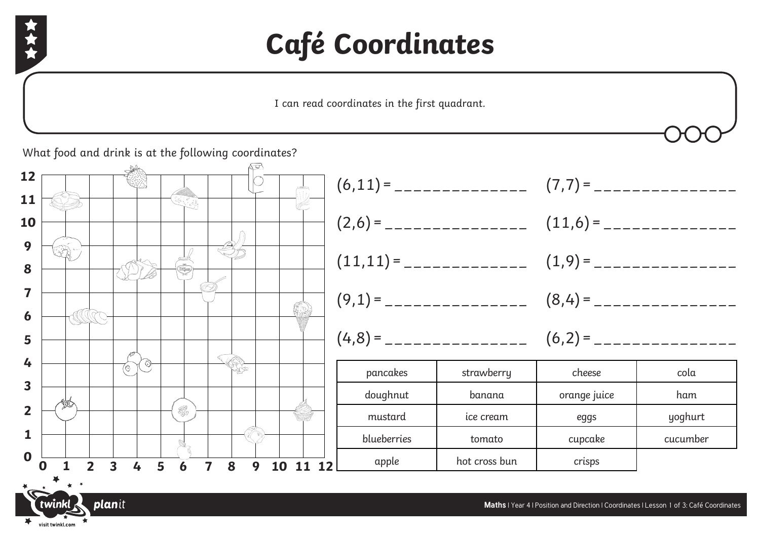# Café Coordinates

I can read coordinates in the first quadrant.

What food and drink is at the following coordinates?

(6,11) = ______________

(7,7) = ______________

(2,6) = ______________

(11,6) = ______________

(11,11) = ______________

(1,9) = ______________

(9,1) = ______________

(8,4) = ______________

(4,8) = ______________

(6,2) = ______________

| pancakes | strawberry | cheese | cola |
|---|---|---|---|
| doughnut | banana | orange juice | ham |
| mustard | ice cream | eggs | yoghurt |
| blueberries | tomato | cupcake | cucumber |
| apple | hot cross bun | crisps | |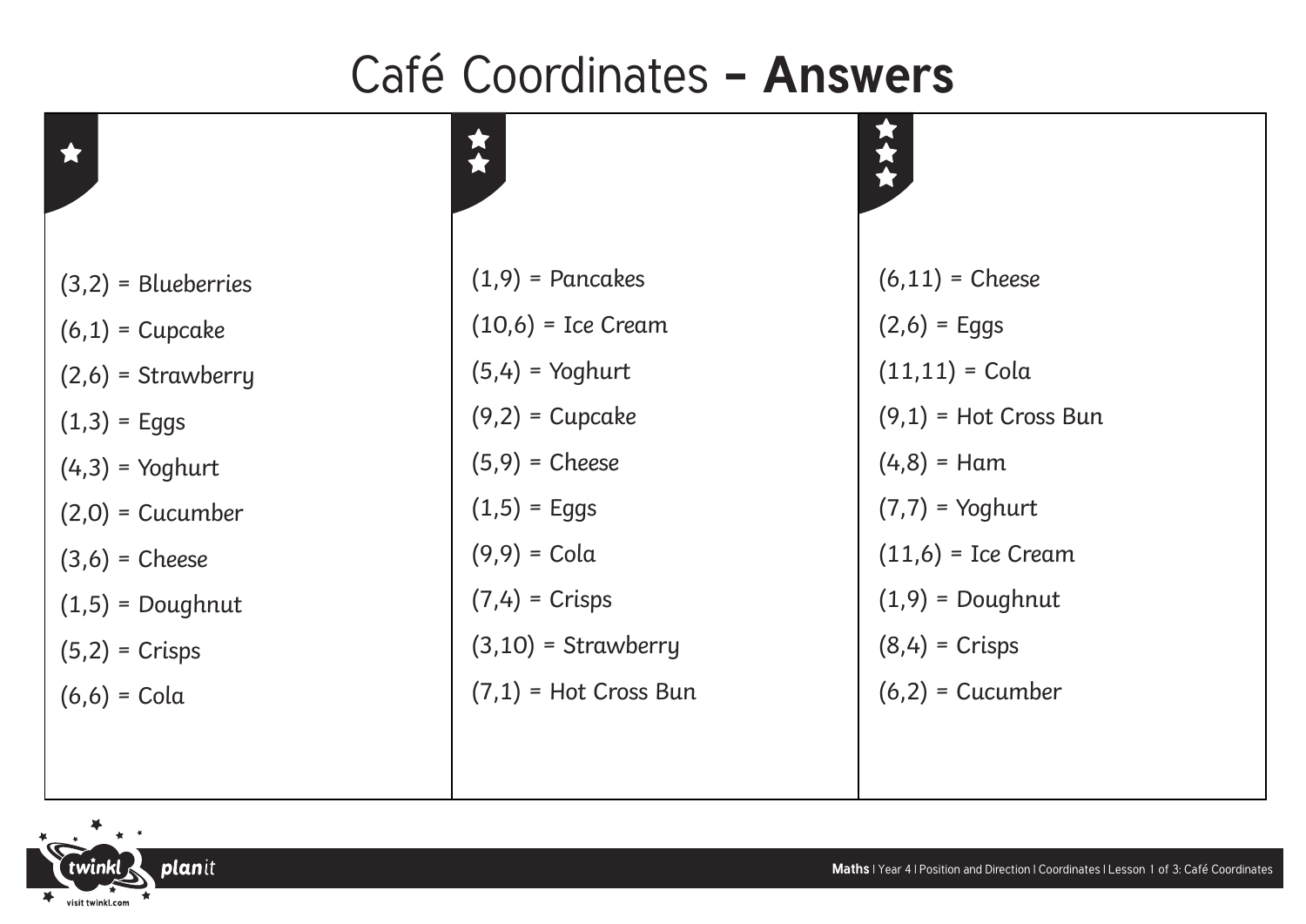# Café Coordinates – **Answers**

★

(3,2) = Blueberries

(6,1) = Cupcake

(2,6) = Strawberry

(1,3) = Eggs

(4,3) = Yoghurt

(2,0) = Cucumber

(3,6) = Cheese

(1,5) = Doughnut

(5,2) = Crisps

(6,6) = Cola

★★

(1,9) = Pancakes

(10,6) = Ice Cream

(5,4) = Yoghurt

(9,2) = Cupcake

(5,9) = Cheese

(1,5) = Eggs

(9,9) = Cola

(7,4) = Crisps

(3,10) = Strawberry

(7,1) = Hot Cross Bun

★★★

(6,11) = Cheese

(2,6) = Eggs

(11,11) = Cola

(9,1) = Hot Cross Bun

(4,8) = Ham

(7,7) = Yoghurt

(11,6) = Ice Cream

(1,9) = Doughnut

(8,4) = Crisps

(6,2) = Cucumber